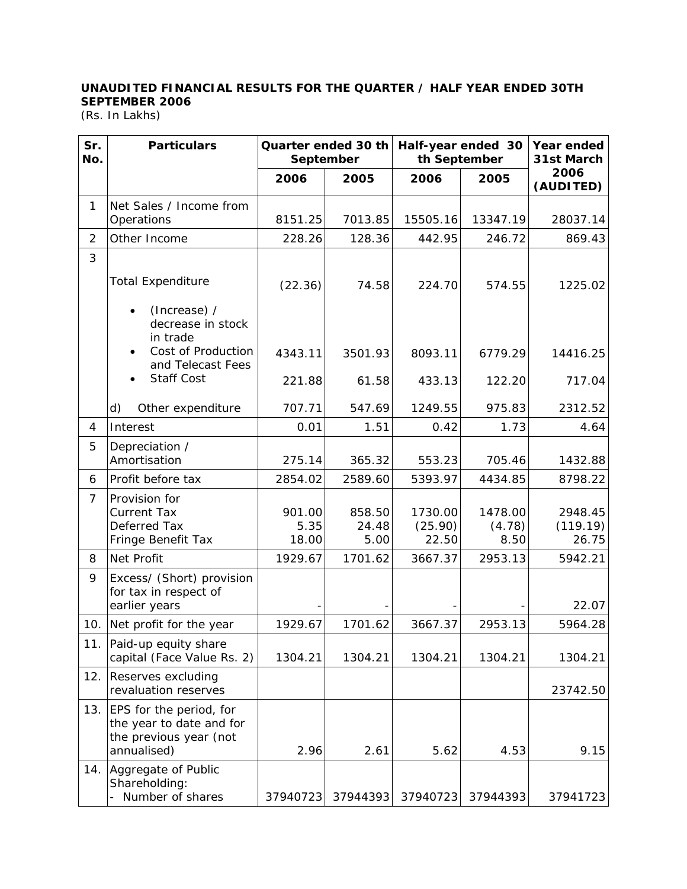**UNAUDITED FINANCIAL RESULTS FOR THE QUARTER / HALF YEAR ENDED 30TH SEPTEMBER 2006**
(Rs. In Lakhs)

| Sr. No. | Particulars | Quarter ended 30 th September | | Half-year ended 30 th September | | Year ended 31st March 2006 (AUDITED) |
|---|---|---|---|---|---|---|
| | | 2006 | 2005 | 2006 | 2005 | |
| 1 | Net Sales / Income from Operations | 8151.25 | 7013.85 | 15505.16 | 13347.19 | 28037.14 |
| 2 | Other Income | 228.26 | 128.36 | 442.95 | 246.72 | 869.43 |
| 3 | Total Expenditure | | | | | |
| | • (Increase) / decrease in stock in trade | (22.36) | 74.58 | 224.70 | 574.55 | 1225.02 |
| | • Cost of Production and Telecast Fees | 4343.11 | 3501.93 | 8093.11 | 6779.29 | 14416.25 |
| | • Staff Cost | 221.88 | 61.58 | 433.13 | 122.20 | 717.04 |
| | d) Other expenditure | 707.71 | 547.69 | 1249.55 | 975.83 | 2312.52 |
| 4 | Interest | 0.01 | 1.51 | 0.42 | 1.73 | 4.64 |
| 5 | Depreciation / Amortisation | 275.14 | 365.32 | 553.23 | 705.46 | 1432.88 |
| 6 | Profit before tax | 2854.02 | 2589.60 | 5393.97 | 4434.85 | 8798.22 |
| 7 | Provision for | | | | | |
| | Current Tax | 901.00 | 858.50 | 1730.00 | 1478.00 | 2948.45 |
| | Deferred Tax | 5.35 | 24.48 | (25.90) | (4.78) | (119.19) |
| | Fringe Benefit Tax | 18.00 | 5.00 | 22.50 | 8.50 | 26.75 |
| 8 | Net Profit | 1929.67 | 1701.62 | 3667.37 | 2953.13 | 5942.21 |
| 9 | Excess/ (Short) provision for tax in respect of earlier years | - | - | - | - | 22.07 |
| 10. | Net profit for the year | 1929.67 | 1701.62 | 3667.37 | 2953.13 | 5964.28 |
| 11. | Paid-up equity share capital (Face Value Rs. 2) | 1304.21 | 1304.21 | 1304.21 | 1304.21 | 1304.21 |
| 12. | Reserves excluding revaluation reserves | | | | | 23742.50 |
| 13. | EPS for the period, for the year to date and for the previous year (not annualised) | 2.96 | 2.61 | 5.62 | 4.53 | 9.15 |
| 14. | Aggregate of Public Shareholding: | | | | | |
| | - Number of shares | 37940723 | 37944393 | 37940723 | 37944393 | 37941723 |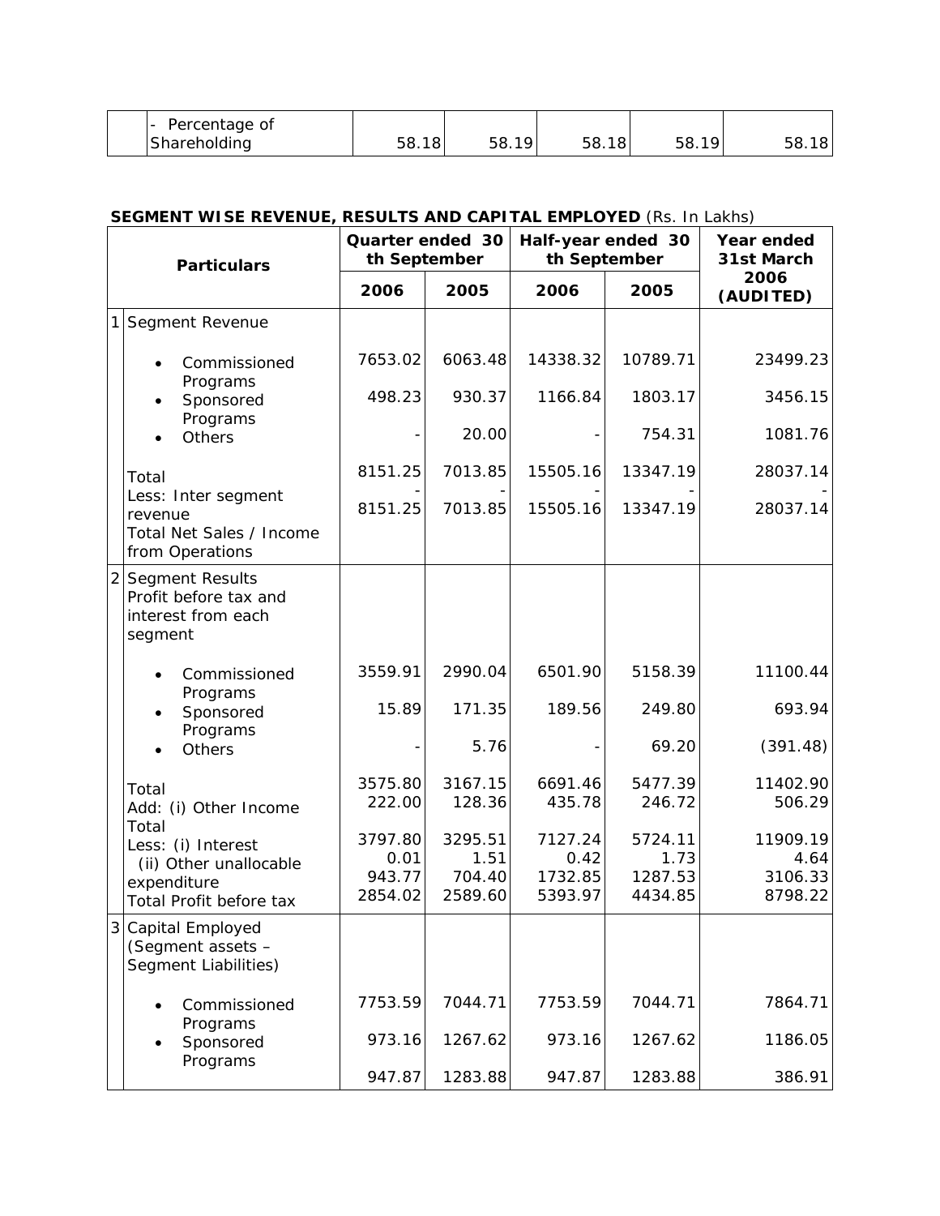| | - Percentage of Shareholding | 58.18 | 58.19 | 58.18 | 58.19 | 58.18 |
|---|---|---|---|---|---|---|

**SEGMENT WISE REVENUE, RESULTS AND CAPITAL EMPLOYED** (Rs. In Lakhs)

| | Particulars | Quarter ended 30 th September | | Half-year ended 30 th September | | Year ended 31st March |
|---|---|---|---|---|---|---|
| | | 2006 | 2005 | 2006 | 2005 | 2006 (AUDITED) |
| 1 | Segment Revenue | | | | | |
| | • Commissioned Programs | 7653.02 | 6063.48 | 14338.32 | 10789.71 | 23499.23 |
| | • Sponsored Programs | 498.23 | 930.37 | 1166.84 | 1803.17 | 3456.15 |
| | • Others | - | 20.00 | - | 754.31 | 1081.76 |
| | Total | 8151.25 | 7013.85 | 15505.16 | 13347.19 | 28037.14 |
| | Less: Inter segment revenue | - | - | - | - | - |
| | Total Net Sales / Income from Operations | 8151.25 | 7013.85 | 15505.16 | 13347.19 | 28037.14 |
| 2 | Segment Results Profit before tax and interest from each segment | | | | | |
| | • Commissioned Programs | 3559.91 | 2990.04 | 6501.90 | 5158.39 | 11100.44 |
| | • Sponsored Programs | 15.89 | 171.35 | 189.56 | 249.80 | 693.94 |
| | • Others | - | 5.76 | - | 69.20 | (391.48) |
| | Total | 3575.80 | 3167.15 | 6691.46 | 5477.39 | 11402.90 |
| | Add: (i) Other Income | 222.00 | 128.36 | 435.78 | 246.72 | 506.29 |
| | Total | 3797.80 | 3295.51 | 7127.24 | 5724.11 | 11909.19 |
| | Less: (i) Interest | 0.01 | 1.51 | 0.42 | 1.73 | 4.64 |
| | (ii) Other unallocable expenditure | 943.77 | 704.40 | 1732.85 | 1287.53 | 3106.33 |
| | Total Profit before tax | 2854.02 | 2589.60 | 5393.97 | 4434.85 | 8798.22 |
| 3 | Capital Employed (Segment assets – Segment Liabilities) | | | | | |
| | • Commissioned Programs | 7753.59 | 7044.71 | 7753.59 | 7044.71 | 7864.71 |
| | • Sponsored Programs | 973.16 | 1267.62 | 973.16 | 1267.62 | 1186.05 |
| | | 947.87 | 1283.88 | 947.87 | 1283.88 | 386.91 |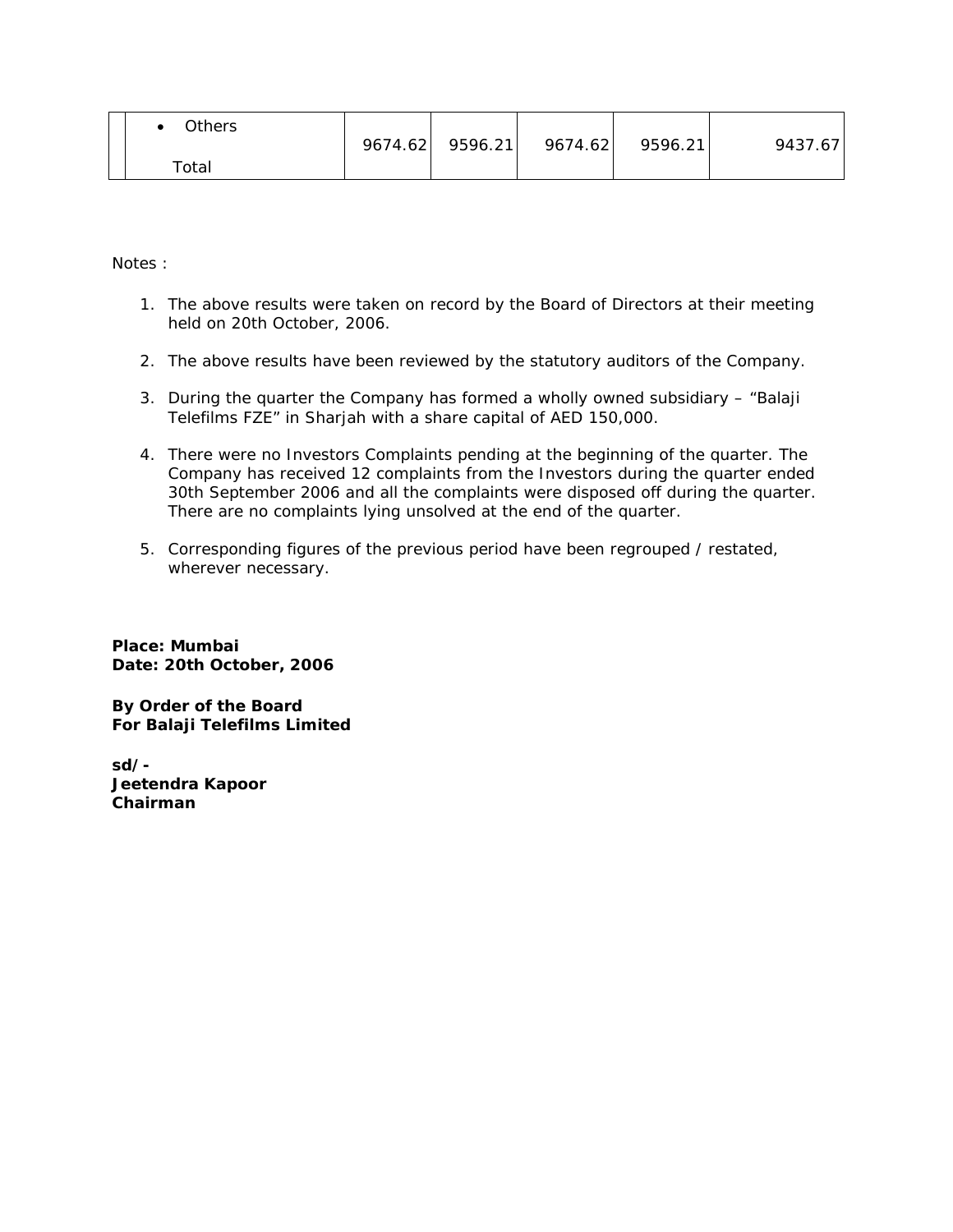| | | | | | | |
|---|---|---|---|---|---|---|
| | • Others<br><br>Total | 9674.62 | 9596.21 | 9674.62 | 9596.21 | 9437.67 |

Notes :

1. The above results were taken on record by the Board of Directors at their meeting held on 20th October, 2006.
2. The above results have been reviewed by the statutory auditors of the Company.
3. During the quarter the Company has formed a wholly owned subsidiary – "Balaji Telefilms FZE" in Sharjah with a share capital of AED 150,000.
4. There were no Investors Complaints pending at the beginning of the quarter. The Company has received 12 complaints from the Investors during the quarter ended 30th September 2006 and all the complaints were disposed off during the quarter. There are no complaints lying unsolved at the end of the quarter.
5. Corresponding figures of the previous period have been regrouped / restated, wherever necessary.

**Place: Mumbai**
**Date: 20th October, 2006**

**By Order of the Board**
**For Balaji Telefilms Limited**

**sd/-**
**Jeetendra Kapoor**
**Chairman**